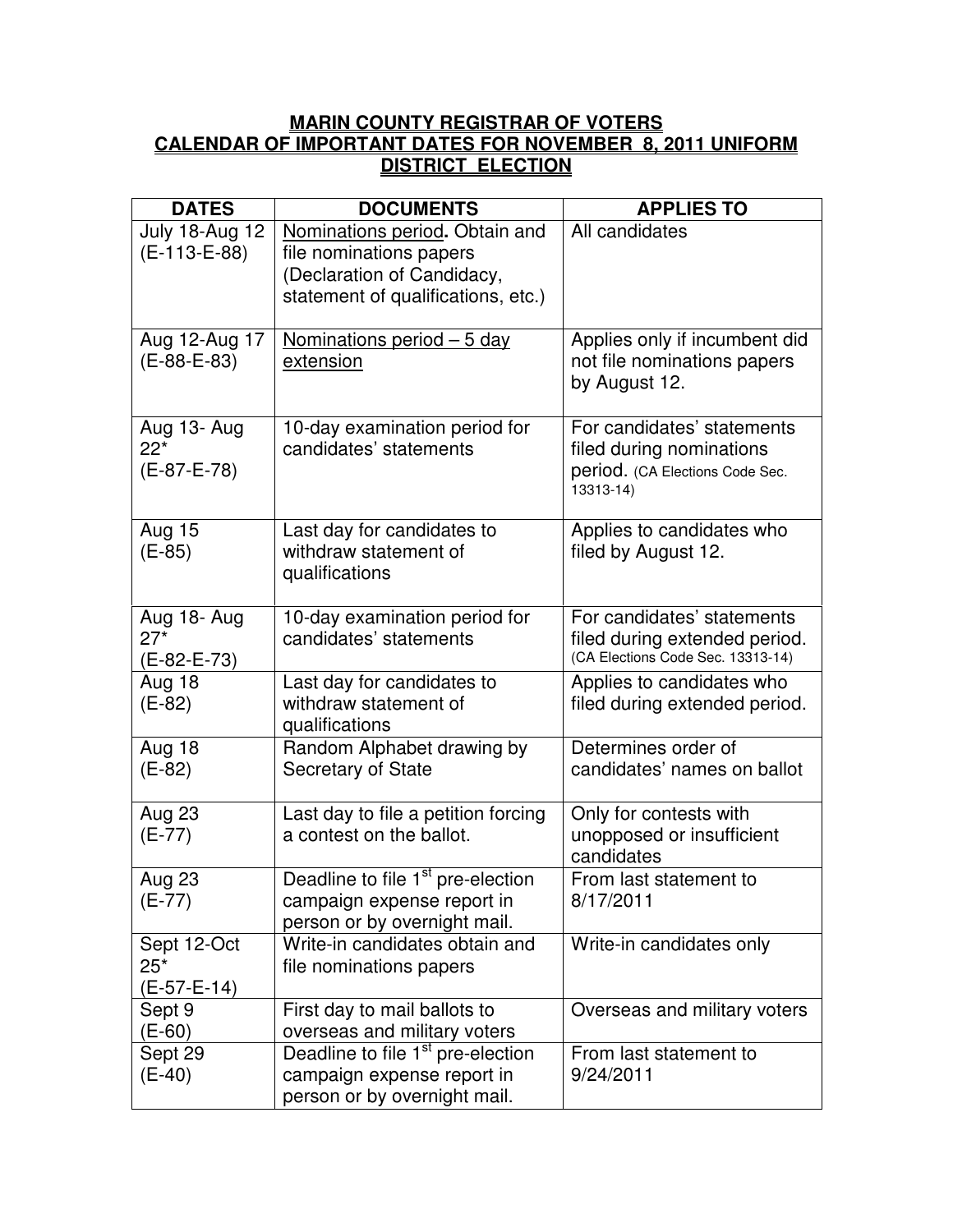# MARIN COUNTY REGISTRAR OF VOTERS
# CALENDAR OF IMPORTANT DATES FOR NOVEMBER 8, 2011 UNIFORM DISTRICT ELECTION

| DATES | DOCUMENTS | APPLIES TO |
|---|---|---|
| July 18-Aug 12 (E-113-E-88) | Nominations period. Obtain and file nominations papers (Declaration of Candidacy, statement of qualifications, etc.) | All candidates |
| Aug 12-Aug 17 (E-88-E-83) | Nominations period – 5 day extension | Applies only if incumbent did not file nominations papers by August 12. |
| Aug 13- Aug 22* (E-87-E-78) | 10-day examination period for candidates' statements | For candidates' statements filed during nominations period. (CA Elections Code Sec. 13313-14) |
| Aug 15 (E-85) | Last day for candidates to withdraw statement of qualifications | Applies to candidates who filed by August 12. |
| Aug 18- Aug 27* (E-82-E-73) | 10-day examination period for candidates' statements | For candidates' statements filed during extended period. (CA Elections Code Sec. 13313-14) |
| Aug 18 (E-82) | Last day for candidates to withdraw statement of qualifications | Applies to candidates who filed during extended period. |
| Aug 18 (E-82) | Random Alphabet drawing by Secretary of State | Determines order of candidates' names on ballot |
| Aug 23 (E-77) | Last day to file a petition forcing a contest on the ballot. | Only for contests with unopposed or insufficient candidates |
| Aug 23 (E-77) | Deadline to file 1st pre-election campaign expense report in person or by overnight mail. | From last statement to 8/17/2011 |
| Sept 12-Oct 25* (E-57-E-14) | Write-in candidates obtain and file nominations papers | Write-in candidates only |
| Sept 9 (E-60) | First day to mail ballots to overseas and military voters | Overseas and military voters |
| Sept 29 (E-40) | Deadline to file 1st pre-election campaign expense report in person or by overnight mail. | From last statement to 9/24/2011 |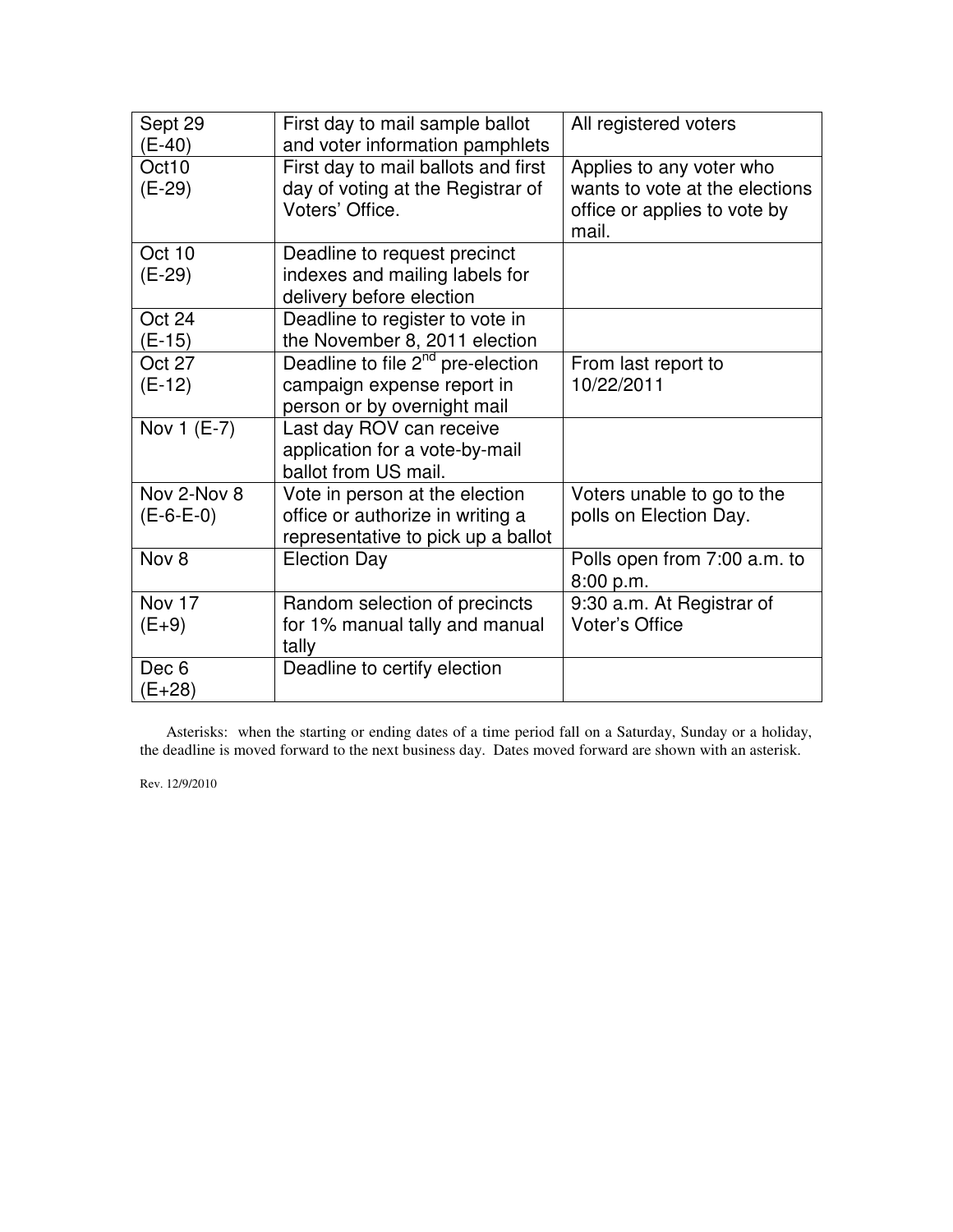| | | |
|---|---|---|
| Sept 29 (E-40) | First day to mail sample ballot and voter information pamphlets | All registered voters |
| Oct10 (E-29) | First day to mail ballots and first day of voting at the Registrar of Voters' Office. | Applies to any voter who wants to vote at the elections office or applies to vote by mail. |
| Oct 10 (E-29) | Deadline to request precinct indexes and mailing labels for delivery before election | |
| Oct 24 (E-15) | Deadline to register to vote in the November 8, 2011 election | |
| Oct 27 (E-12) | Deadline to file 2nd pre-election campaign expense report in person or by overnight mail | From last report to 10/22/2011 |
| Nov 1 (E-7) | Last day ROV can receive application for a vote-by-mail ballot from US mail. | |
| Nov 2-Nov 8 (E-6-E-0) | Vote in person at the election office or authorize in writing a representative to pick up a ballot | Voters unable to go to the polls on Election Day. |
| Nov 8 | Election Day | Polls open from 7:00 a.m. to 8:00 p.m. |
| Nov 17 (E+9) | Random selection of precincts for 1% manual tally and manual tally | 9:30 a.m. At Registrar of Voter's Office |
| Dec 6 (E+28) | Deadline to certify election | |

Asterisks: when the starting or ending dates of a time period fall on a Saturday, Sunday or a holiday, the deadline is moved forward to the next business day. Dates moved forward are shown with an asterisk.

Rev. 12/9/2010